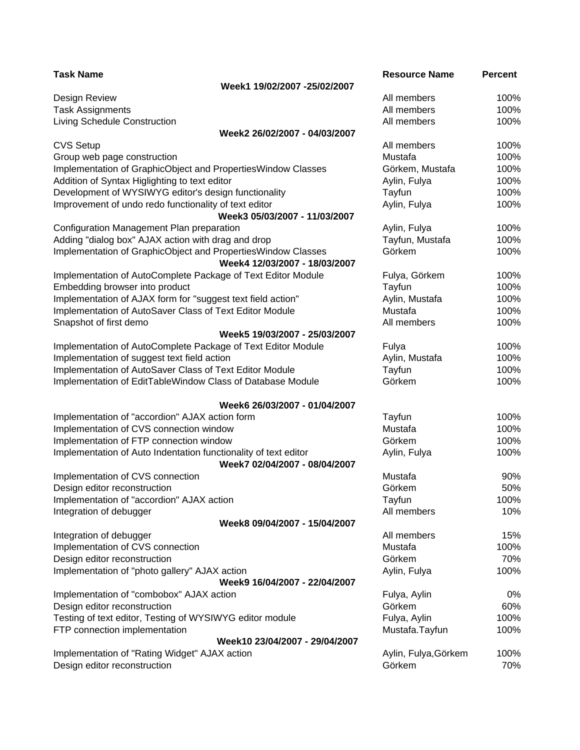| Task Name | Resource Name | Percent |
|---|---|---|
| **Week1 19/02/2007 -25/02/2007** | | |
| Design Review | All members | 100% |
| Task Assignments | All members | 100% |
| Living Schedule Construction | All members | 100% |
| **Week2 26/02/2007 - 04/03/2007** | | |
| CVS Setup | All members | 100% |
| Group web page construction | Mustafa | 100% |
| Implementation of GraphicObject and PropertiesWindow Classes | Görkem, Mustafa | 100% |
| Addition of Syntax Higlighting to text editor | Aylin, Fulya | 100% |
| Development of WYSIWYG editor's design functionality | Tayfun | 100% |
| Improvement of undo redo functionality of text editor | Aylin, Fulya | 100% |
| **Week3 05/03/2007 - 11/03/2007** | | |
| Configuration Management Plan preparation | Aylin, Fulya | 100% |
| Adding "dialog box" AJAX action with drag and drop | Tayfun, Mustafa | 100% |
| Implementation of GraphicObject and PropertiesWindow Classes | Görkem | 100% |
| **Week4 12/03/2007 - 18/03/2007** | | |
| Implementation of AutoComplete Package of Text Editor Module | Fulya, Görkem | 100% |
| Embedding browser into product | Tayfun | 100% |
| Implementation of AJAX form for "suggest text field action" | Aylin, Mustafa | 100% |
| Implementation of AutoSaver Class of Text Editor Module | Mustafa | 100% |
| Snapshot of first demo | All members | 100% |
| **Week5 19/03/2007 - 25/03/2007** | | |
| Implementation of AutoComplete Package of Text Editor Module | Fulya | 100% |
| Implementation of suggest text field action | Aylin, Mustafa | 100% |
| Implementation of AutoSaver Class of Text Editor Module | Tayfun | 100% |
| Implementation of EditTableWindow Class of Database Module | Görkem | 100% |
| **Week6 26/03/2007 - 01/04/2007** | | |
| Implementation of "accordion" AJAX action form | Tayfun | 100% |
| Implementation of CVS connection window | Mustafa | 100% |
| Implementation of FTP connection window | Görkem | 100% |
| Implementation of Auto Indentation functionality of text editor | Aylin, Fulya | 100% |
| **Week7 02/04/2007 - 08/04/2007** | | |
| Implementation of CVS connection | Mustafa | 90% |
| Design editor reconstruction | Görkem | 50% |
| Implementation of "accordion" AJAX action | Tayfun | 100% |
| Integration of debugger | All members | 10% |
| **Week8 09/04/2007 - 15/04/2007** | | |
| Integration of debugger | All members | 15% |
| Implementation of CVS connection | Mustafa | 100% |
| Design editor reconstruction | Görkem | 70% |
| Implementation of "photo gallery" AJAX action | Aylin, Fulya | 100% |
| **Week9 16/04/2007 - 22/04/2007** | | |
| Implementation of "combobox" AJAX action | Fulya, Aylin | 0% |
| Design editor reconstruction | Görkem | 60% |
| Testing of text editor, Testing of WYSIWYG editor module | Fulya, Aylin | 100% |
| FTP connection implementation | Mustafa.Tayfun | 100% |
| **Week10 23/04/2007 - 29/04/2007** | | |
| Implementation of "Rating Widget" AJAX action | Aylin, Fulya,Görkem | 100% |
| Design editor reconstruction | Görkem | 70% |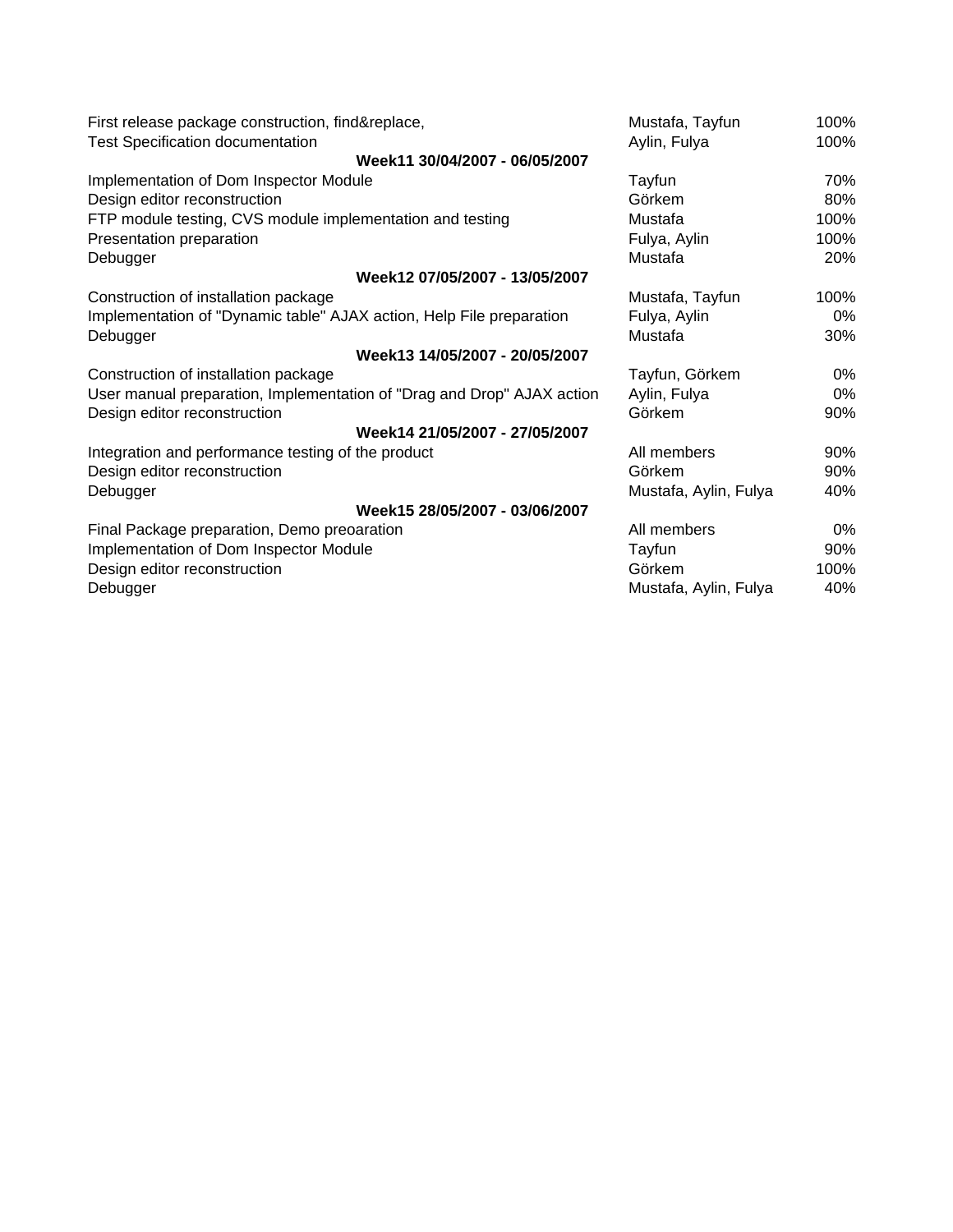| | | |
|---|---|---|
| First release package construction, find&replace, | Mustafa, Tayfun | 100% |
| Test Specification documentation | Aylin, Fulya | 100% |
| **Week11 30/04/2007 - 06/05/2007** | | |
| Implementation of Dom Inspector Module | Tayfun | 70% |
| Design editor reconstruction | Görkem | 80% |
| FTP module testing, CVS module implementation and testing | Mustafa | 100% |
| Presentation preparation | Fulya, Aylin | 100% |
| Debugger | Mustafa | 20% |
| **Week12 07/05/2007 - 13/05/2007** | | |
| Construction of installation package | Mustafa, Tayfun | 100% |
| Implementation of "Dynamic table" AJAX action, Help File preparation | Fulya, Aylin | 0% |
| Debugger | Mustafa | 30% |
| **Week13 14/05/2007 - 20/05/2007** | | |
| Construction of installation package | Tayfun, Görkem | 0% |
| User manual preparation, Implementation of "Drag and Drop" AJAX action | Aylin, Fulya | 0% |
| Design editor reconstruction | Görkem | 90% |
| **Week14 21/05/2007 - 27/05/2007** | | |
| Integration and performance testing of the product | All members | 90% |
| Design editor reconstruction | Görkem | 90% |
| Debugger | Mustafa, Aylin, Fulya | 40% |
| **Week15 28/05/2007 - 03/06/2007** | | |
| Final Package preparation, Demo preoaration | All members | 0% |
| Implementation of Dom Inspector Module | Tayfun | 90% |
| Design editor reconstruction | Görkem | 100% |
| Debugger | Mustafa, Aylin, Fulya | 40% |